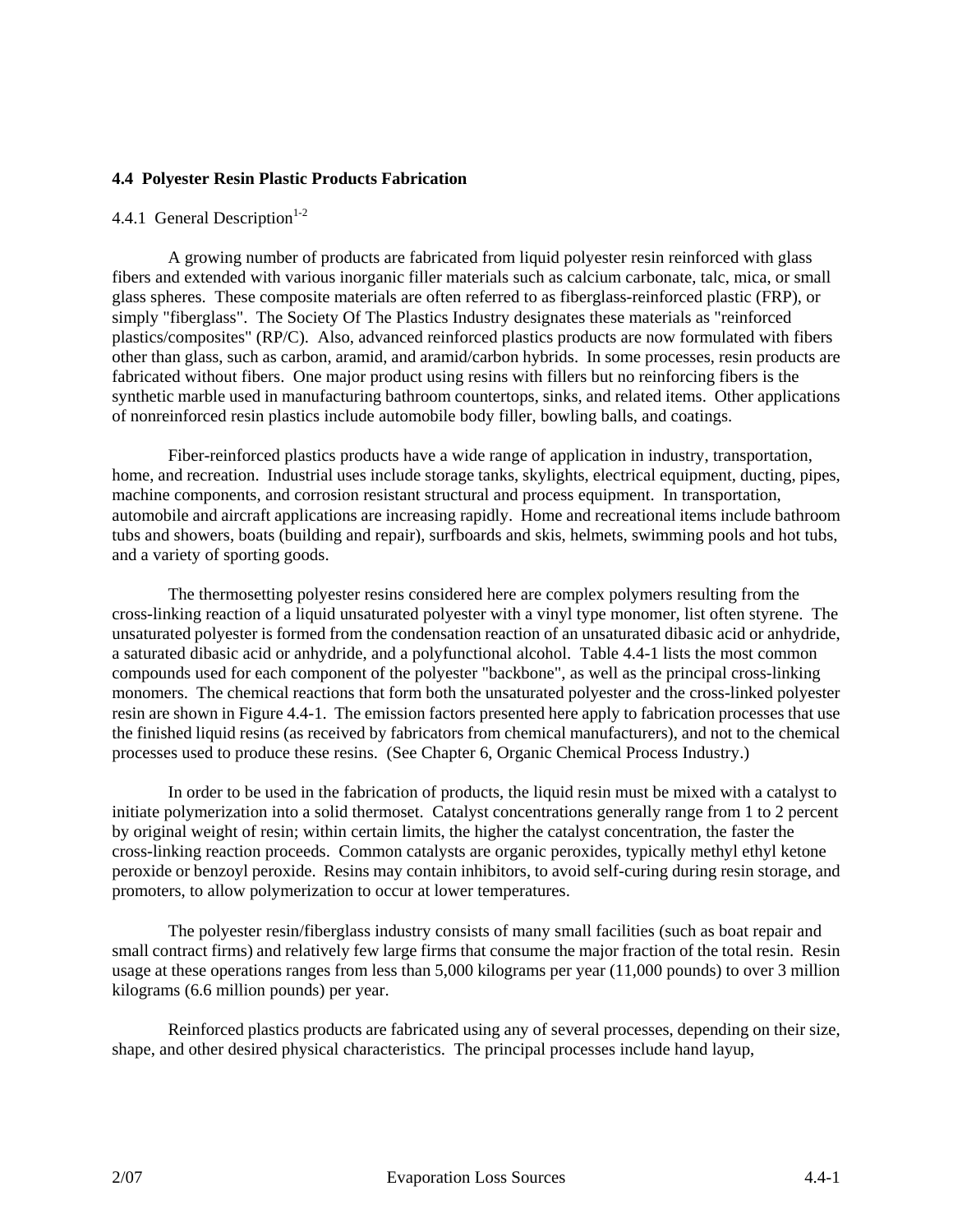## 4.4 Polyester Resin Plastic Products Fabrication

### 4.4.1 General Description[1-2]

A growing number of products are fabricated from liquid polyester resin reinforced with glass fibers and extended with various inorganic filler materials such as calcium carbonate, talc, mica, or small glass spheres. These composite materials are often referred to as fiberglass-reinforced plastic (FRP), or simply "fiberglass". The Society Of The Plastics Industry designates these materials as "reinforced plastics/composites" (RP/C). Also, advanced reinforced plastics products are now formulated with fibers other than glass, such as carbon, aramid, and aramid/carbon hybrids. In some processes, resin products are fabricated without fibers. One major product using resins with fillers but no reinforcing fibers is the synthetic marble used in manufacturing bathroom countertops, sinks, and related items. Other applications of nonreinforced resin plastics include automobile body filler, bowling balls, and coatings.

Fiber-reinforced plastics products have a wide range of application in industry, transportation, home, and recreation. Industrial uses include storage tanks, skylights, electrical equipment, ducting, pipes, machine components, and corrosion resistant structural and process equipment. In transportation, automobile and aircraft applications are increasing rapidly. Home and recreational items include bathroom tubs and showers, boats (building and repair), surfboards and skis, helmets, swimming pools and hot tubs, and a variety of sporting goods.

The thermosetting polyester resins considered here are complex polymers resulting from the cross-linking reaction of a liquid unsaturated polyester with a vinyl type monomer, list often styrene. The unsaturated polyester is formed from the condensation reaction of an unsaturated dibasic acid or anhydride, a saturated dibasic acid or anhydride, and a polyfunctional alcohol. Table 4.4-1 lists the most common compounds used for each component of the polyester "backbone", as well as the principal cross-linking monomers. The chemical reactions that form both the unsaturated polyester and the cross-linked polyester resin are shown in Figure 4.4-1. The emission factors presented here apply to fabrication processes that use the finished liquid resins (as received by fabricators from chemical manufacturers), and not to the chemical processes used to produce these resins. (See Chapter 6, Organic Chemical Process Industry.)

In order to be used in the fabrication of products, the liquid resin must be mixed with a catalyst to initiate polymerization into a solid thermoset. Catalyst concentrations generally range from 1 to 2 percent by original weight of resin; within certain limits, the higher the catalyst concentration, the faster the cross-linking reaction proceeds. Common catalysts are organic peroxides, typically methyl ethyl ketone peroxide or benzoyl peroxide. Resins may contain inhibitors, to avoid self-curing during resin storage, and promoters, to allow polymerization to occur at lower temperatures.

The polyester resin/fiberglass industry consists of many small facilities (such as boat repair and small contract firms) and relatively few large firms that consume the major fraction of the total resin. Resin usage at these operations ranges from less than 5,000 kilograms per year (11,000 pounds) to over 3 million kilograms (6.6 million pounds) per year.

Reinforced plastics products are fabricated using any of several processes, depending on their size, shape, and other desired physical characteristics. The principal processes include hand layup,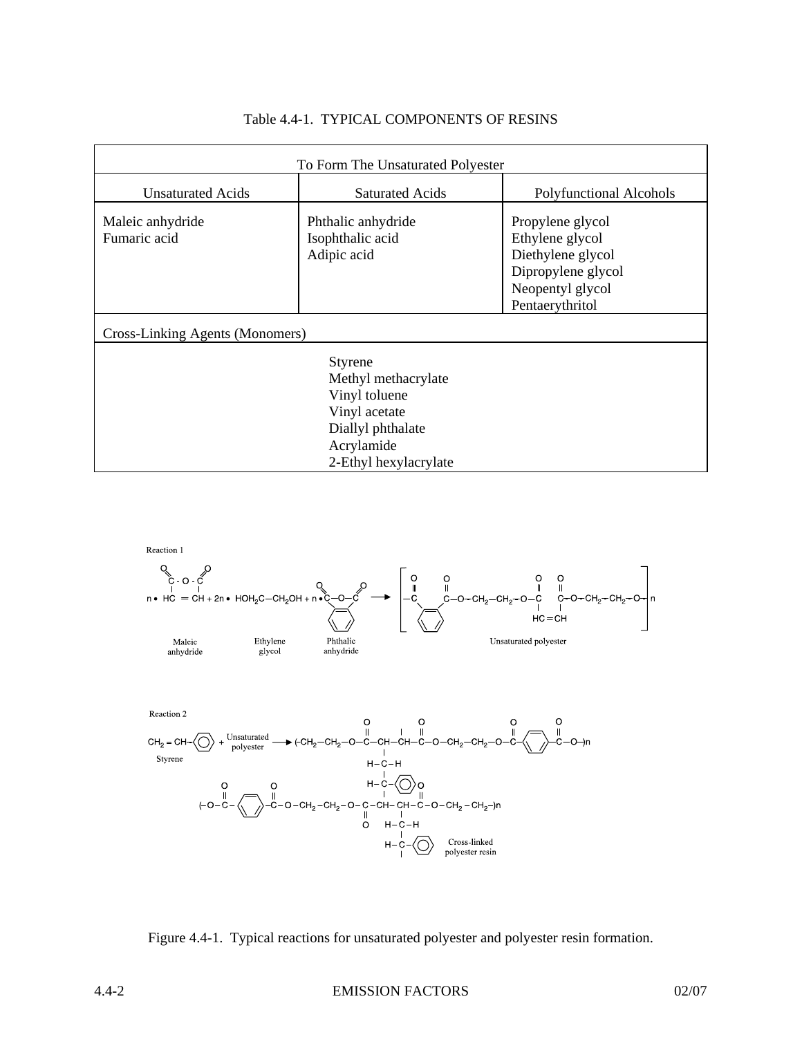Table 4.4-1. TYPICAL COMPONENTS OF RESINS

| To Form The Unsaturated Polyester | | |
|---|---|---|
| **Unsaturated Acids** | **Saturated Acids** | **Polyfunctional Alcohols** |
| Maleic anhydride | Phthalic anhydride | Propylene glycol |
| Fumaric acid | Isophthalic acid | Ethylene glycol |
| | Adipic acid | Diethylene glycol |
| | | Dipropylene glycol |
| | | Neopentyl glycol |
| | | Pentaerythritol |
| **Cross-Linking Agents (Monomers)** | | |
| Styrene | | |
| Methyl methacrylate | | |
| Vinyl toluene | | |
| Vinyl acetate | | |
| Diallyl phthalate | | |
| Acrylamide | | |
| 2-Ethyl hexylacrylate | | |

Reaction 1

Maleic anhydride + Ethylene glycol + Phthalic anhydride → Unsaturated polyester

Reaction 2

Styrene + Unsaturated polyester → Cross-linked polyester resin

Figure 4.4-1. Typical reactions for unsaturated polyester and polyester resin formation.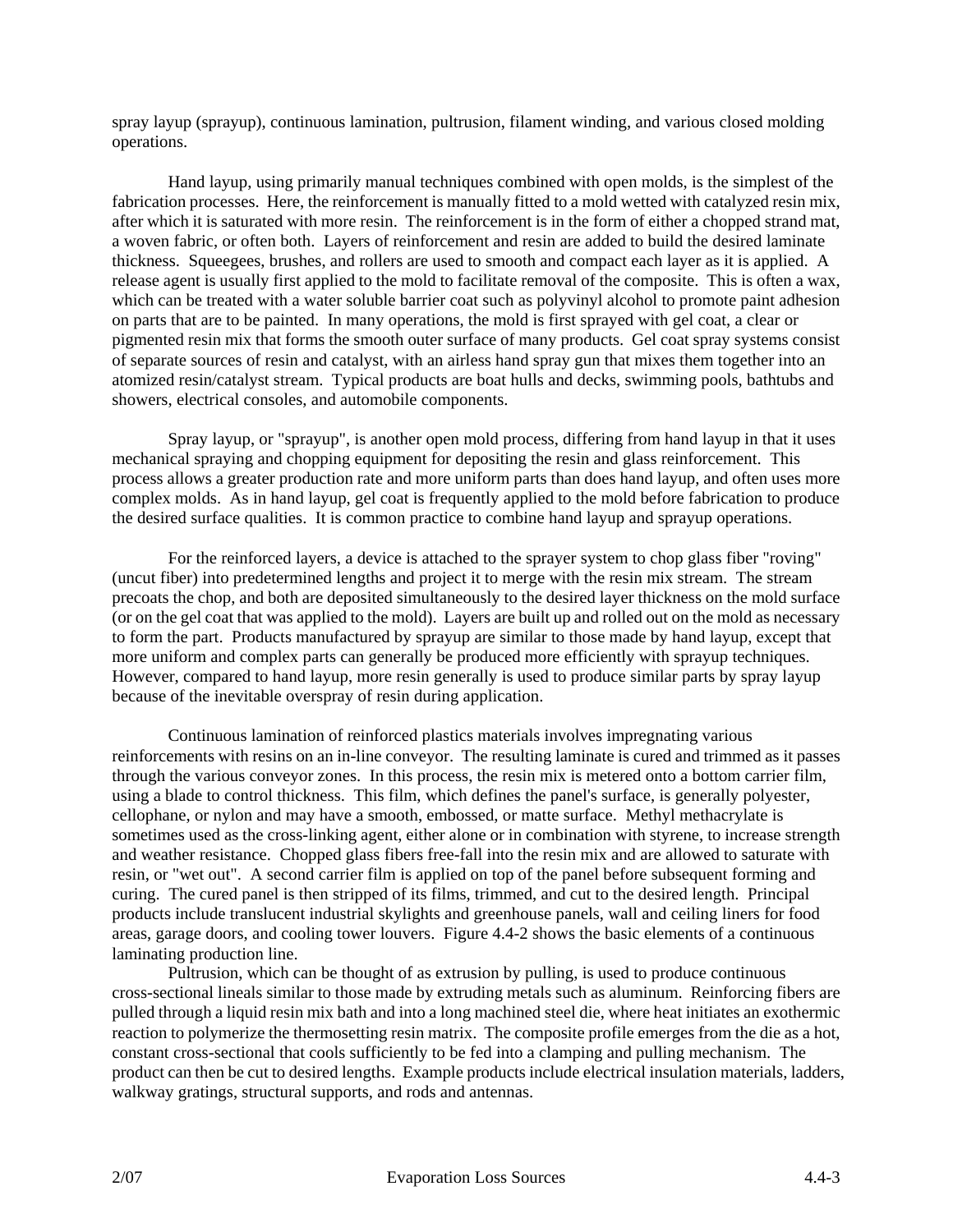spray layup (sprayup), continuous lamination, pultrusion, filament winding, and various closed molding operations.

Hand layup, using primarily manual techniques combined with open molds, is the simplest of the fabrication processes. Here, the reinforcement is manually fitted to a mold wetted with catalyzed resin mix, after which it is saturated with more resin. The reinforcement is in the form of either a chopped strand mat, a woven fabric, or often both. Layers of reinforcement and resin are added to build the desired laminate thickness. Squeegees, brushes, and rollers are used to smooth and compact each layer as it is applied. A release agent is usually first applied to the mold to facilitate removal of the composite. This is often a wax, which can be treated with a water soluble barrier coat such as polyvinyl alcohol to promote paint adhesion on parts that are to be painted. In many operations, the mold is first sprayed with gel coat, a clear or pigmented resin mix that forms the smooth outer surface of many products. Gel coat spray systems consist of separate sources of resin and catalyst, with an airless hand spray gun that mixes them together into an atomized resin/catalyst stream. Typical products are boat hulls and decks, swimming pools, bathtubs and showers, electrical consoles, and automobile components.

Spray layup, or "sprayup", is another open mold process, differing from hand layup in that it uses mechanical spraying and chopping equipment for depositing the resin and glass reinforcement. This process allows a greater production rate and more uniform parts than does hand layup, and often uses more complex molds. As in hand layup, gel coat is frequently applied to the mold before fabrication to produce the desired surface qualities. It is common practice to combine hand layup and sprayup operations.

For the reinforced layers, a device is attached to the sprayer system to chop glass fiber "roving" (uncut fiber) into predetermined lengths and project it to merge with the resin mix stream. The stream precoats the chop, and both are deposited simultaneously to the desired layer thickness on the mold surface (or on the gel coat that was applied to the mold). Layers are built up and rolled out on the mold as necessary to form the part. Products manufactured by sprayup are similar to those made by hand layup, except that more uniform and complex parts can generally be produced more efficiently with sprayup techniques. However, compared to hand layup, more resin generally is used to produce similar parts by spray layup because of the inevitable overspray of resin during application.

Continuous lamination of reinforced plastics materials involves impregnating various reinforcements with resins on an in-line conveyor. The resulting laminate is cured and trimmed as it passes through the various conveyor zones. In this process, the resin mix is metered onto a bottom carrier film, using a blade to control thickness. This film, which defines the panel's surface, is generally polyester, cellophane, or nylon and may have a smooth, embossed, or matte surface. Methyl methacrylate is sometimes used as the cross-linking agent, either alone or in combination with styrene, to increase strength and weather resistance. Chopped glass fibers free-fall into the resin mix and are allowed to saturate with resin, or "wet out". A second carrier film is applied on top of the panel before subsequent forming and curing. The cured panel is then stripped of its films, trimmed, and cut to the desired length. Principal products include translucent industrial skylights and greenhouse panels, wall and ceiling liners for food areas, garage doors, and cooling tower louvers. Figure 4.4-2 shows the basic elements of a continuous laminating production line.

Pultrusion, which can be thought of as extrusion by pulling, is used to produce continuous cross-sectional lineals similar to those made by extruding metals such as aluminum. Reinforcing fibers are pulled through a liquid resin mix bath and into a long machined steel die, where heat initiates an exothermic reaction to polymerize the thermosetting resin matrix. The composite profile emerges from the die as a hot, constant cross-sectional that cools sufficiently to be fed into a clamping and pulling mechanism. The product can then be cut to desired lengths. Example products include electrical insulation materials, ladders, walkway gratings, structural supports, and rods and antennas.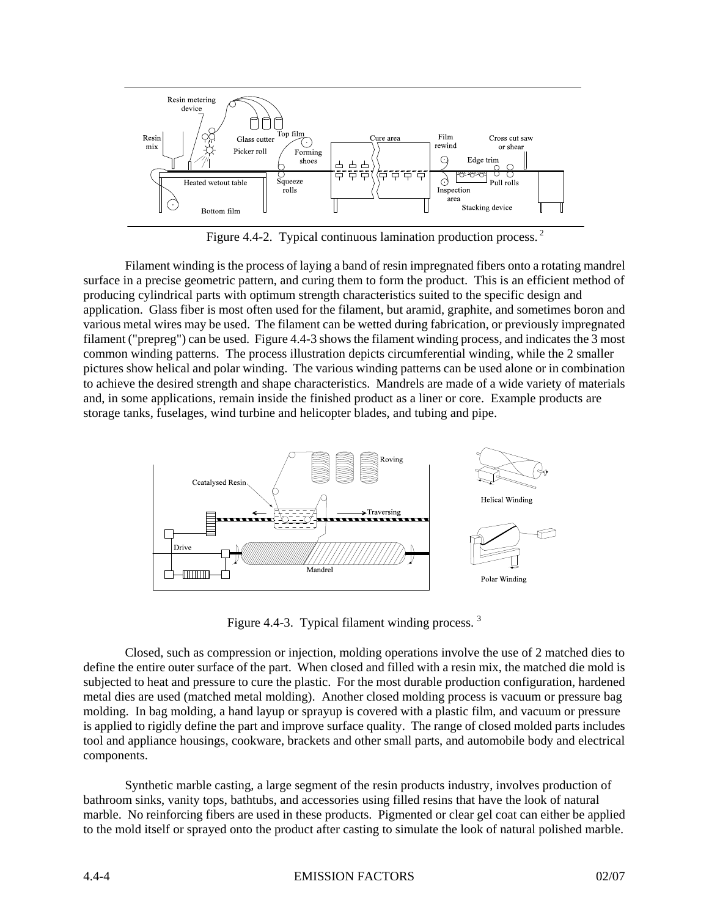Figure 4.4-2. Typical continuous lamination production process. [2]

Filament winding is the process of laying a band of resin impregnated fibers onto a rotating mandrel surface in a precise geometric pattern, and curing them to form the product. This is an efficient method of producing cylindrical parts with optimum strength characteristics suited to the specific design and application. Glass fiber is most often used for the filament, but aramid, graphite, and sometimes boron and various metal wires may be used. The filament can be wetted during fabrication, or previously impregnated filament ("prepreg") can be used. Figure 4.4-3 shows the filament winding process, and indicates the 3 most common winding patterns. The process illustration depicts circumferential winding, while the 2 smaller pictures show helical and polar winding. The various winding patterns can be used alone or in combination to achieve the desired strength and shape characteristics. Mandrels are made of a wide variety of materials and, in some applications, remain inside the finished product as a liner or core. Example products are storage tanks, fuselages, wind turbine and helicopter blades, and tubing and pipe.

Figure 4.4-3. Typical filament winding process. [3]

Closed, such as compression or injection, molding operations involve the use of 2 matched dies to define the entire outer surface of the part. When closed and filled with a resin mix, the matched die mold is subjected to heat and pressure to cure the plastic. For the most durable production configuration, hardened metal dies are used (matched metal molding). Another closed molding process is vacuum or pressure bag molding. In bag molding, a hand layup or sprayup is covered with a plastic film, and vacuum or pressure is applied to rigidly define the part and improve surface quality. The range of closed molded parts includes tool and appliance housings, cookware, brackets and other small parts, and automobile body and electrical components.

Synthetic marble casting, a large segment of the resin products industry, involves production of bathroom sinks, vanity tops, bathtubs, and accessories using filled resins that have the look of natural marble. No reinforcing fibers are used in these products. Pigmented or clear gel coat can either be applied to the mold itself or sprayed onto the product after casting to simulate the look of natural polished marble.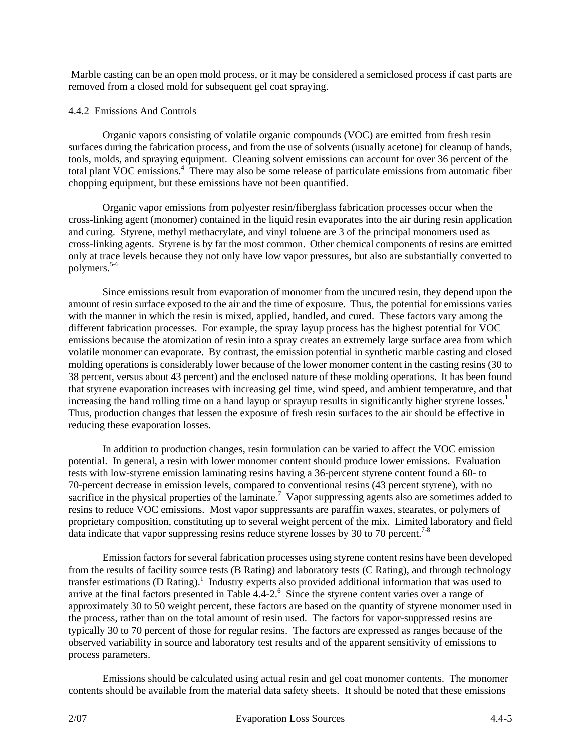Marble casting can be an open mold process, or it may be considered a semiclosed process if cast parts are removed from a closed mold for subsequent gel coat spraying.

## 4.4.2 Emissions And Controls

Organic vapors consisting of volatile organic compounds (VOC) are emitted from fresh resin surfaces during the fabrication process, and from the use of solvents (usually acetone) for cleanup of hands, tools, molds, and spraying equipment. Cleaning solvent emissions can account for over 36 percent of the total plant VOC emissions.[4] There may also be some release of particulate emissions from automatic fiber chopping equipment, but these emissions have not been quantified.

Organic vapor emissions from polyester resin/fiberglass fabrication processes occur when the cross-linking agent (monomer) contained in the liquid resin evaporates into the air during resin application and curing. Styrene, methyl methacrylate, and vinyl toluene are 3 of the principal monomers used as cross-linking agents. Styrene is by far the most common. Other chemical components of resins are emitted only at trace levels because they not only have low vapor pressures, but also are substantially converted to polymers.[5-6]

Since emissions result from evaporation of monomer from the uncured resin, they depend upon the amount of resin surface exposed to the air and the time of exposure. Thus, the potential for emissions varies with the manner in which the resin is mixed, applied, handled, and cured. These factors vary among the different fabrication processes. For example, the spray layup process has the highest potential for VOC emissions because the atomization of resin into a spray creates an extremely large surface area from which volatile monomer can evaporate. By contrast, the emission potential in synthetic marble casting and closed molding operations is considerably lower because of the lower monomer content in the casting resins (30 to 38 percent, versus about 43 percent) and the enclosed nature of these molding operations. It has been found that styrene evaporation increases with increasing gel time, wind speed, and ambient temperature, and that increasing the hand rolling time on a hand layup or sprayup results in significantly higher styrene losses.[1] Thus, production changes that lessen the exposure of fresh resin surfaces to the air should be effective in reducing these evaporation losses.

In addition to production changes, resin formulation can be varied to affect the VOC emission potential. In general, a resin with lower monomer content should produce lower emissions. Evaluation tests with low-styrene emission laminating resins having a 36-percent styrene content found a 60- to 70-percent decrease in emission levels, compared to conventional resins (43 percent styrene), with no sacrifice in the physical properties of the laminate.[7] Vapor suppressing agents also are sometimes added to resins to reduce VOC emissions. Most vapor suppressants are paraffin waxes, stearates, or polymers of proprietary composition, constituting up to several weight percent of the mix. Limited laboratory and field data indicate that vapor suppressing resins reduce styrene losses by 30 to 70 percent.[7-8]

Emission factors for several fabrication processes using styrene content resins have been developed from the results of facility source tests (B Rating) and laboratory tests (C Rating), and through technology transfer estimations (D Rating).[1] Industry experts also provided additional information that was used to arrive at the final factors presented in Table 4.4-2.[6] Since the styrene content varies over a range of approximately 30 to 50 weight percent, these factors are based on the quantity of styrene monomer used in the process, rather than on the total amount of resin used. The factors for vapor-suppressed resins are typically 30 to 70 percent of those for regular resins. The factors are expressed as ranges because of the observed variability in source and laboratory test results and of the apparent sensitivity of emissions to process parameters.

Emissions should be calculated using actual resin and gel coat monomer contents. The monomer contents should be available from the material data safety sheets. It should be noted that these emissions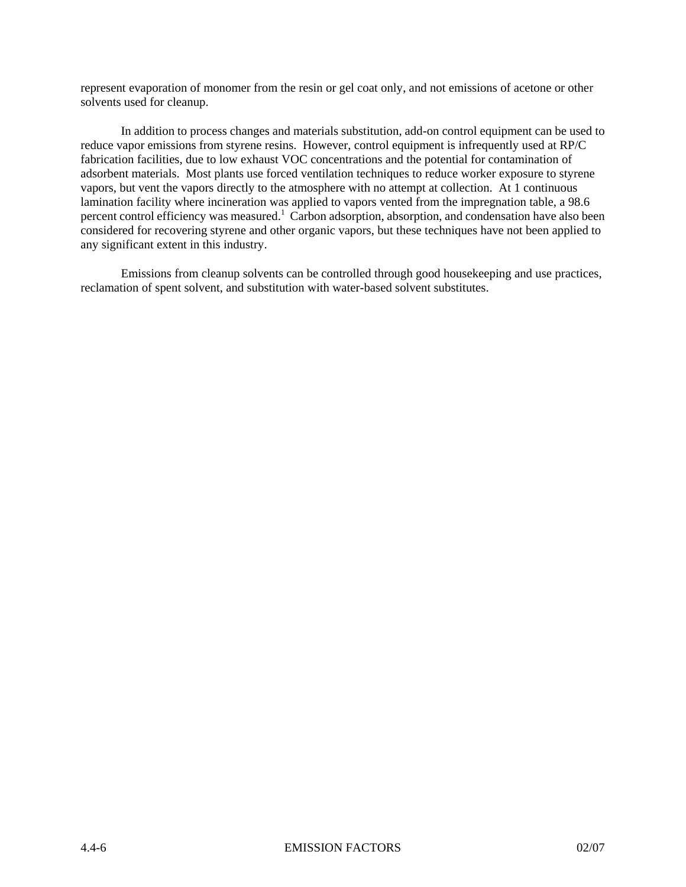represent evaporation of monomer from the resin or gel coat only, and not emissions of acetone or other solvents used for cleanup.

In addition to process changes and materials substitution, add-on control equipment can be used to reduce vapor emissions from styrene resins. However, control equipment is infrequently used at RP/C fabrication facilities, due to low exhaust VOC concentrations and the potential for contamination of adsorbent materials. Most plants use forced ventilation techniques to reduce worker exposure to styrene vapors, but vent the vapors directly to the atmosphere with no attempt at collection. At 1 continuous lamination facility where incineration was applied to vapors vented from the impregnation table, a 98.6 percent control efficiency was measured.[1] Carbon adsorption, absorption, and condensation have also been considered for recovering styrene and other organic vapors, but these techniques have not been applied to any significant extent in this industry.

Emissions from cleanup solvents can be controlled through good housekeeping and use practices, reclamation of spent solvent, and substitution with water-based solvent substitutes.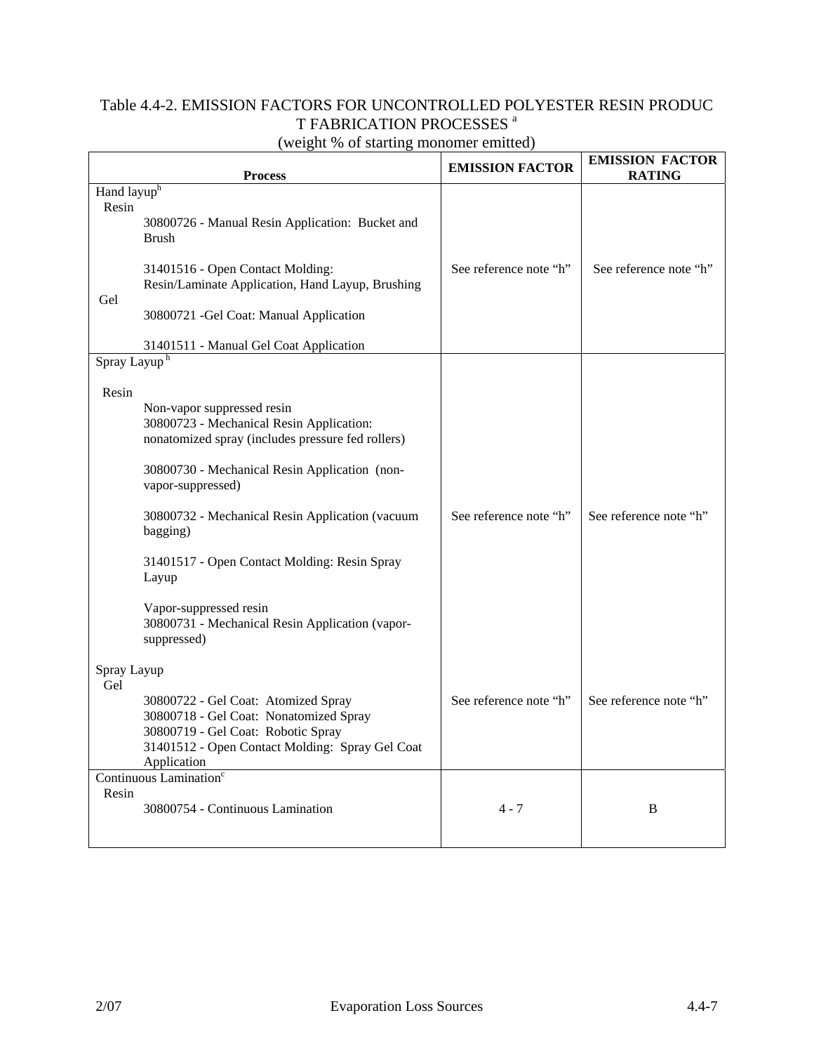Table 4.4-2. EMISSION FACTORS FOR UNCONTROLLED POLYESTER RESIN PRODUCT FABRICATION PROCESSES [a]
(weight % of starting monomer emitted)

| Process | EMISSION FACTOR | EMISSION FACTOR RATING |
|---|---|---|
| Hand layup[h]<br>Resin<br>30800726 - Manual Resin Application: Bucket and Brush<br><br>31401516 - Open Contact Molding: Resin/Laminate Application, Hand Layup, Brushing<br>Gel<br>30800721 -Gel Coat: Manual Application<br><br>31401511 - Manual Gel Coat Application | See reference note "h" | See reference note "h" |
| Spray Layup [h]<br><br>Resin<br>Non-vapor suppressed resin<br>30800723 - Mechanical Resin Application: nonatomized spray (includes pressure fed rollers)<br><br>30800730 - Mechanical Resin Application (non-vapor-suppressed)<br><br>30800732 - Mechanical Resin Application (vacuum bagging)<br><br>31401517 - Open Contact Molding: Resin Spray Layup<br><br>Vapor-suppressed resin<br>30800731 - Mechanical Resin Application (vapor-suppressed) | See reference note "h" | See reference note "h" |
| Spray Layup<br>Gel<br>30800722 - Gel Coat: Atomized Spray<br>30800718 - Gel Coat: Nonatomized Spray<br>30800719 - Gel Coat: Robotic Spray<br>31401512 - Open Contact Molding: Spray Gel Coat Application | See reference note "h" | See reference note "h" |
| Continuous Lamination[c]<br>Resin<br>30800754 - Continuous Lamination | 4 - 7 | B |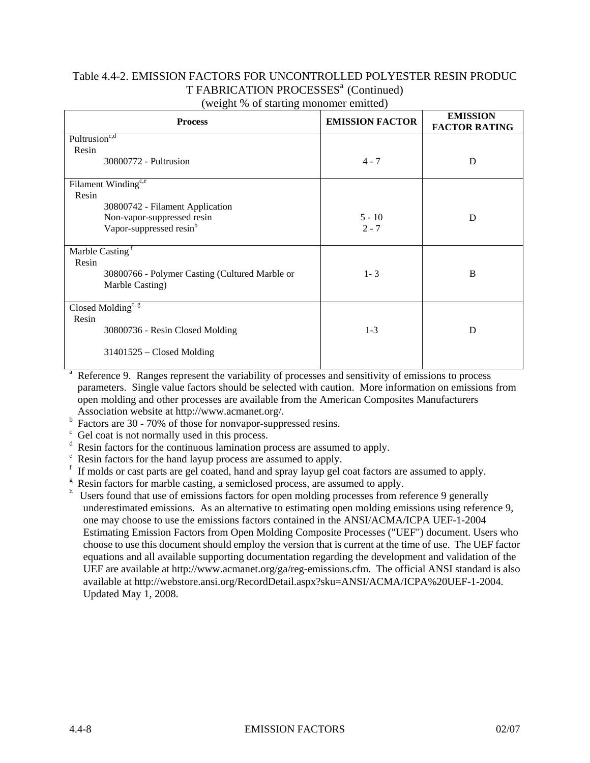Table 4.4-2. EMISSION FACTORS FOR UNCONTROLLED POLYESTER RESIN PRODUCT FABRICATION PROCESSES[a] (Continued)
(weight % of starting monomer emitted)

| Process | EMISSION FACTOR | EMISSION FACTOR RATING |
|---|---|---|
| Pultrusion[c,d] | | |
| Resin | | |
| 30800772 - Pultrusion | 4 - 7 | D |
| Filament Winding[c,e] | | |
| Resin | | |
| 30800742 - Filament Application | | D |
| Non-vapor-suppressed resin | 5 - 10 | |
| Vapor-suppressed resin[b] | 2 - 7 | |
| Marble Casting [f] | | |
| Resin | | |
| 30800766 - Polymer Casting (Cultured Marble or Marble Casting) | 1- 3 | B |
| Closed Molding[c, g] | | |
| Resin | | |
| 30800736 - Resin Closed Molding | 1-3 | D |
| 31401525 – Closed Molding | | |

[a] Reference 9. Ranges represent the variability of processes and sensitivity of emissions to process parameters. Single value factors should be selected with caution. More information on emissions from open molding and other processes are available from the American Composites Manufacturers Association website at http://www.acmanet.org/.

[b] Factors are 30 - 70% of those for nonvapor-suppressed resins.

[c] Gel coat is not normally used in this process.

[d] Resin factors for the continuous lamination process are assumed to apply.

[e] Resin factors for the hand layup process are assumed to apply.

[f] If molds or cast parts are gel coated, hand and spray layup gel coat factors are assumed to apply.

[g] Resin factors for marble casting, a semiclosed process, are assumed to apply.

[h] Users found that use of emissions factors for open molding processes from reference 9 generally underestimated emissions. As an alternative to estimating open molding emissions using reference 9, one may choose to use the emissions factors contained in the ANSI/ACMA/ICPA UEF-1-2004 Estimating Emission Factors from Open Molding Composite Processes ("UEF") document. Users who choose to use this document should employ the version that is current at the time of use. The UEF factor equations and all available supporting documentation regarding the development and validation of the UEF are available at http://www.acmanet.org/ga/reg-emissions.cfm. The official ANSI standard is also available at http://webstore.ansi.org/RecordDetail.aspx?sku=ANSI/ACMA/ICPA%20UEF-1-2004. Updated May 1, 2008.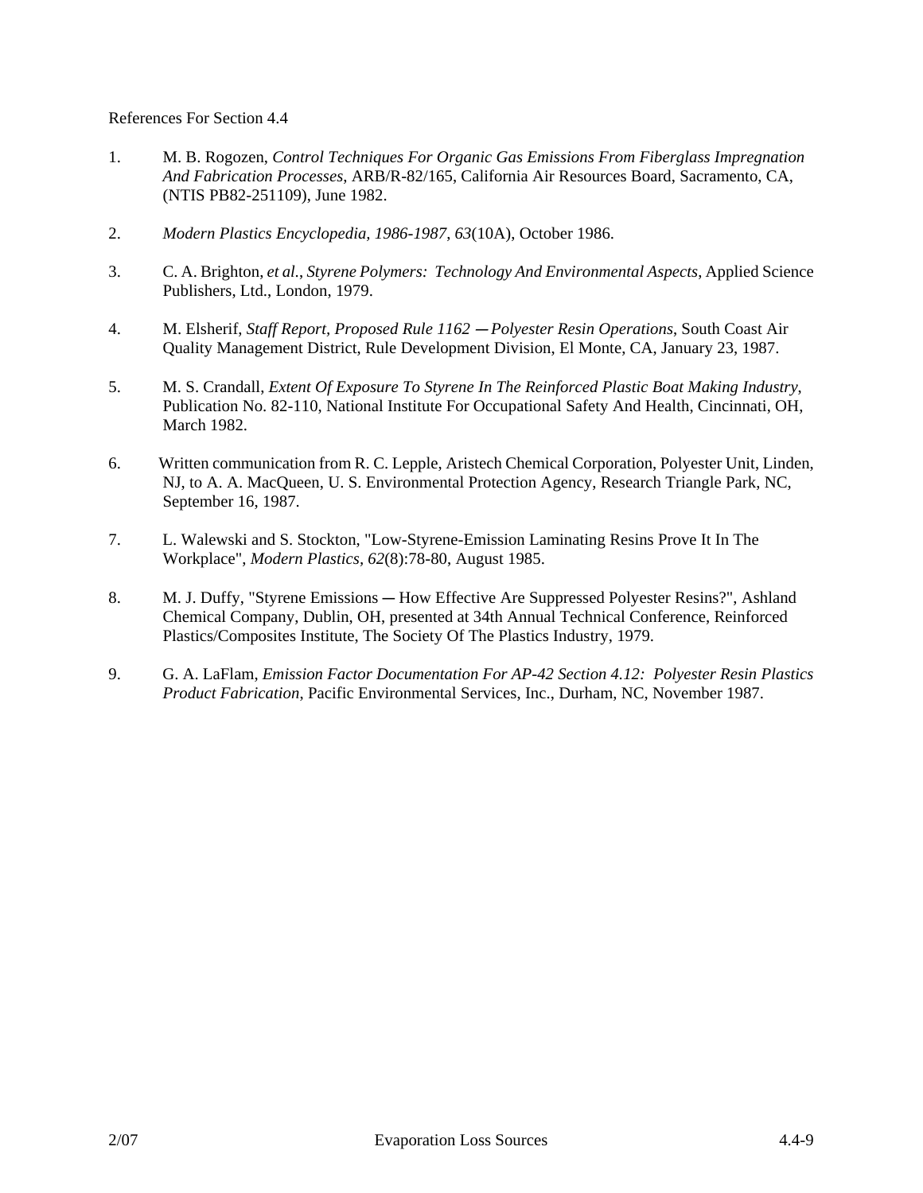References For Section 4.4

1. M. B. Rogozen, *Control Techniques For Organic Gas Emissions From Fiberglass Impregnation And Fabrication Processes*, ARB/R-82/165, California Air Resources Board, Sacramento, CA, (NTIS PB82-251109), June 1982.

2. *Modern Plastics Encyclopedia, 1986-1987*, *63*(10A), October 1986.

3. C. A. Brighton, *et al.*, *Styrene Polymers: Technology And Environmental Aspects*, Applied Science Publishers, Ltd., London, 1979.

4. M. Elsherif, *Staff Report, Proposed Rule 1162 ─ Polyester Resin Operations*, South Coast Air Quality Management District, Rule Development Division, El Monte, CA, January 23, 1987.

5. M. S. Crandall, *Extent Of Exposure To Styrene In The Reinforced Plastic Boat Making Industry*, Publication No. 82-110, National Institute For Occupational Safety And Health, Cincinnati, OH, March 1982.

6. Written communication from R. C. Lepple, Aristech Chemical Corporation, Polyester Unit, Linden, NJ, to A. A. MacQueen, U. S. Environmental Protection Agency, Research Triangle Park, NC, September 16, 1987.

7. L. Walewski and S. Stockton, "Low-Styrene-Emission Laminating Resins Prove It In The Workplace", *Modern Plastics*, *62*(8):78-80, August 1985.

8. M. J. Duffy, "Styrene Emissions ─ How Effective Are Suppressed Polyester Resins?", Ashland Chemical Company, Dublin, OH, presented at 34th Annual Technical Conference, Reinforced Plastics/Composites Institute, The Society Of The Plastics Industry, 1979.

9. G. A. LaFlam, *Emission Factor Documentation For AP-42 Section 4.12: Polyester Resin Plastics Product Fabrication*, Pacific Environmental Services, Inc., Durham, NC, November 1987.